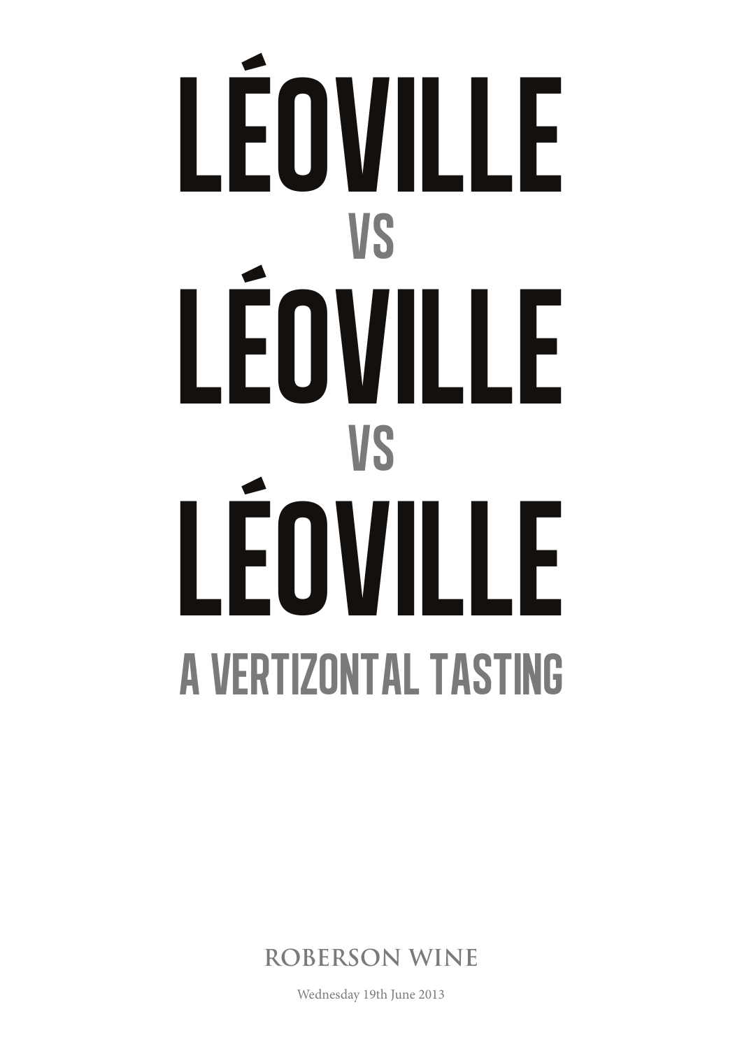# LÉOVILLE
## VS
# LÉOVILLE
## VS
# LÉOVILLE

## A VERTIZONTAL TASTING

ROBERSON WINE

Wednesday 19th June 2013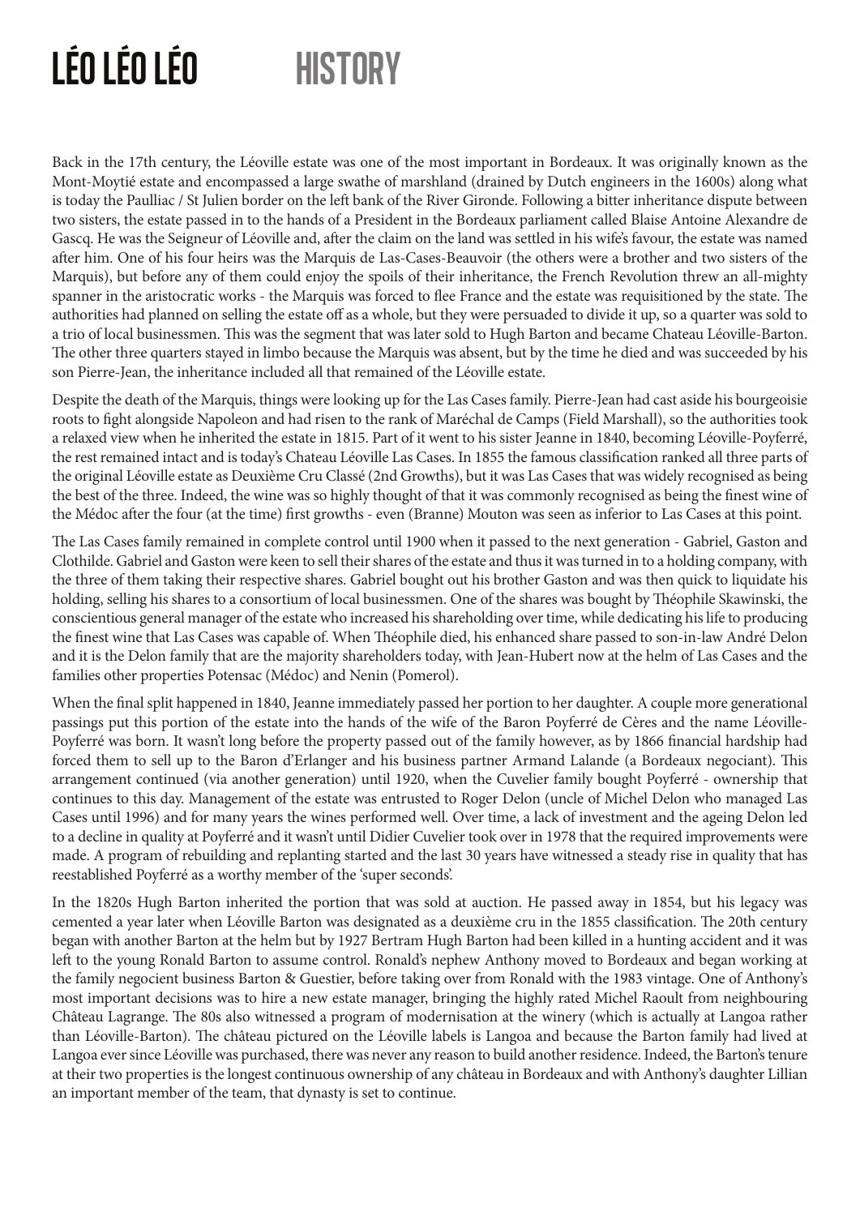# LÉO LÉO LÉO HISTORY

Back in the 17th century, the Léoville estate was one of the most important in Bordeaux. It was originally known as the Mont-Moytié estate and encompassed a large swathe of marshland (drained by Dutch engineers in the 1600s) along what is today the Paulliac / St Julien border on the left bank of the River Gironde. Following a bitter inheritance dispute between two sisters, the estate passed in to the hands of a President in the Bordeaux parliament called Blaise Antoine Alexandre de Gascq. He was the Seigneur of Léoville and, after the claim on the land was settled in his wife's favour, the estate was named after him. One of his four heirs was the Marquis de Las-Cases-Beauvoir (the others were a brother and two sisters of the Marquis), but before any of them could enjoy the spoils of their inheritance, the French Revolution threw an all-mighty spanner in the aristocratic works - the Marquis was forced to flee France and the estate was requisitioned by the state. The authorities had planned on selling the estate off as a whole, but they were persuaded to divide it up, so a quarter was sold to a trio of local businessmen. This was the segment that was later sold to Hugh Barton and became Chateau Léoville-Barton. The other three quarters stayed in limbo because the Marquis was absent, but by the time he died and was succeeded by his son Pierre-Jean, the inheritance included all that remained of the Léoville estate.

Despite the death of the Marquis, things were looking up for the Las Cases family. Pierre-Jean had cast aside his bourgeoisie roots to fight alongside Napoleon and had risen to the rank of Maréchal de Camps (Field Marshall), so the authorities took a relaxed view when he inherited the estate in 1815. Part of it went to his sister Jeanne in 1840, becoming Léoville-Poyferré, the rest remained intact and is today's Chateau Léoville Las Cases. In 1855 the famous classification ranked all three parts of the original Léoville estate as Deuxième Cru Classé (2nd Growths), but it was Las Cases that was widely recognised as being the best of the three. Indeed, the wine was so highly thought of that it was commonly recognised as being the finest wine of the Médoc after the four (at the time) first growths - even (Branne) Mouton was seen as inferior to Las Cases at this point.

The Las Cases family remained in complete control until 1900 when it passed to the next generation - Gabriel, Gaston and Clothilde. Gabriel and Gaston were keen to sell their shares of the estate and thus it was turned in to a holding company, with the three of them taking their respective shares. Gabriel bought out his brother Gaston and was then quick to liquidate his holding, selling his shares to a consortium of local businessmen. One of the shares was bought by Théophile Skawinski, the conscientious general manager of the estate who increased his shareholding over time, while dedicating his life to producing the finest wine that Las Cases was capable of. When Théophile died, his enhanced share passed to son-in-law André Delon and it is the Delon family that are the majority shareholders today, with Jean-Hubert now at the helm of Las Cases and the families other properties Potensac (Médoc) and Nenin (Pomerol).

When the final split happened in 1840, Jeanne immediately passed her portion to her daughter. A couple more generational passings put this portion of the estate into the hands of the wife of the Baron Poyferré de Cères and the name Léoville-Poyferré was born. It wasn't long before the property passed out of the family however, as by 1866 financial hardship had forced them to sell up to the Baron d'Erlanger and his business partner Armand Lalande (a Bordeaux negociant). This arrangement continued (via another generation) until 1920, when the Cuvelier family bought Poyferré - ownership that continues to this day. Management of the estate was entrusted to Roger Delon (uncle of Michel Delon who managed Las Cases until 1996) and for many years the wines performed well. Over time, a lack of investment and the ageing Delon led to a decline in quality at Poyferré and it wasn't until Didier Cuvelier took over in 1978 that the required improvements were made. A program of rebuilding and replanting started and the last 30 years have witnessed a steady rise in quality that has reestablished Poyferré as a worthy member of the 'super seconds'.

In the 1820s Hugh Barton inherited the portion that was sold at auction. He passed away in 1854, but his legacy was cemented a year later when Léoville Barton was designated as a deuxième cru in the 1855 classification. The 20th century began with another Barton at the helm but by 1927 Bertram Hugh Barton had been killed in a hunting accident and it was left to the young Ronald Barton to assume control. Ronald's nephew Anthony moved to Bordeaux and began working at the family negocient business Barton & Guestier, before taking over from Ronald with the 1983 vintage. One of Anthony's most important decisions was to hire a new estate manager, bringing the highly rated Michel Raoult from neighbouring Château Lagrange. The 80s also witnessed a program of modernisation at the winery (which is actually at Langoa rather than Léoville-Barton). The château pictured on the Léoville labels is Langoa and because the Barton family had lived at Langoa ever since Léoville was purchased, there was never any reason to build another residence. Indeed, the Barton's tenure at their two properties is the longest continuous ownership of any château in Bordeaux and with Anthony's daughter Lillian an important member of the team, that dynasty is set to continue.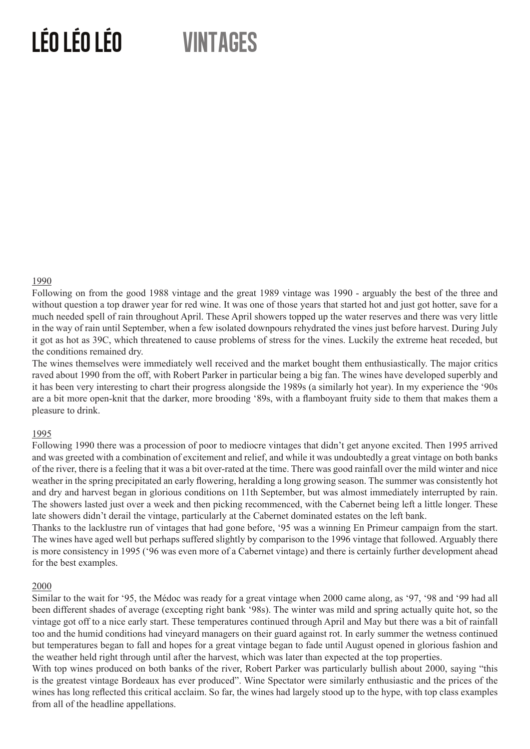# LÉO LÉO LÉO VINTAGES

1990

Following on from the good 1988 vintage and the great 1989 vintage was 1990 - arguably the best of the three and without question a top drawer year for red wine. It was one of those years that started hot and just got hotter, save for a much needed spell of rain throughout April. These April showers topped up the water reserves and there was very little in the way of rain until September, when a few isolated downpours rehydrated the vines just before harvest. During July it got as hot as 39C, which threatened to cause problems of stress for the vines. Luckily the extreme heat receded, but the conditions remained dry.

The wines themselves were immediately well received and the market bought them enthusiastically. The major critics raved about 1990 from the off, with Robert Parker in particular being a big fan. The wines have developed superbly and it has been very interesting to chart their progress alongside the 1989s (a similarly hot year). In my experience the '90s are a bit more open-knit that the darker, more brooding '89s, with a flamboyant fruity side to them that makes them a pleasure to drink.

1995

Following 1990 there was a procession of poor to mediocre vintages that didn't get anyone excited. Then 1995 arrived and was greeted with a combination of excitement and relief, and while it was undoubtedly a great vintage on both banks of the river, there is a feeling that it was a bit over-rated at the time. There was good rainfall over the mild winter and nice weather in the spring precipitated an early flowering, heralding a long growing season. The summer was consistently hot and dry and harvest began in glorious conditions on 11th September, but was almost immediately interrupted by rain. The showers lasted just over a week and then picking recommenced, with the Cabernet being left a little longer. These late showers didn't derail the vintage, particularly at the Cabernet dominated estates on the left bank.

Thanks to the lacklustre run of vintages that had gone before, '95 was a winning En Primeur campaign from the start. The wines have aged well but perhaps suffered slightly by comparison to the 1996 vintage that followed. Arguably there is more consistency in 1995 ('96 was even more of a Cabernet vintage) and there is certainly further development ahead for the best examples.

2000

Similar to the wait for '95, the Médoc was ready for a great vintage when 2000 came along, as '97, '98 and '99 had all been different shades of average (excepting right bank '98s). The winter was mild and spring actually quite hot, so the vintage got off to a nice early start. These temperatures continued through April and May but there was a bit of rainfall too and the humid conditions had vineyard managers on their guard against rot. In early summer the wetness continued but temperatures began to fall and hopes for a great vintage began to fade until August opened in glorious fashion and the weather held right through until after the harvest, which was later than expected at the top properties.

With top wines produced on both banks of the river, Robert Parker was particularly bullish about 2000, saying "this is the greatest vintage Bordeaux has ever produced". Wine Spectator were similarly enthusiastic and the prices of the wines has long reflected this critical acclaim. So far, the wines had largely stood up to the hype, with top class examples from all of the headline appellations.